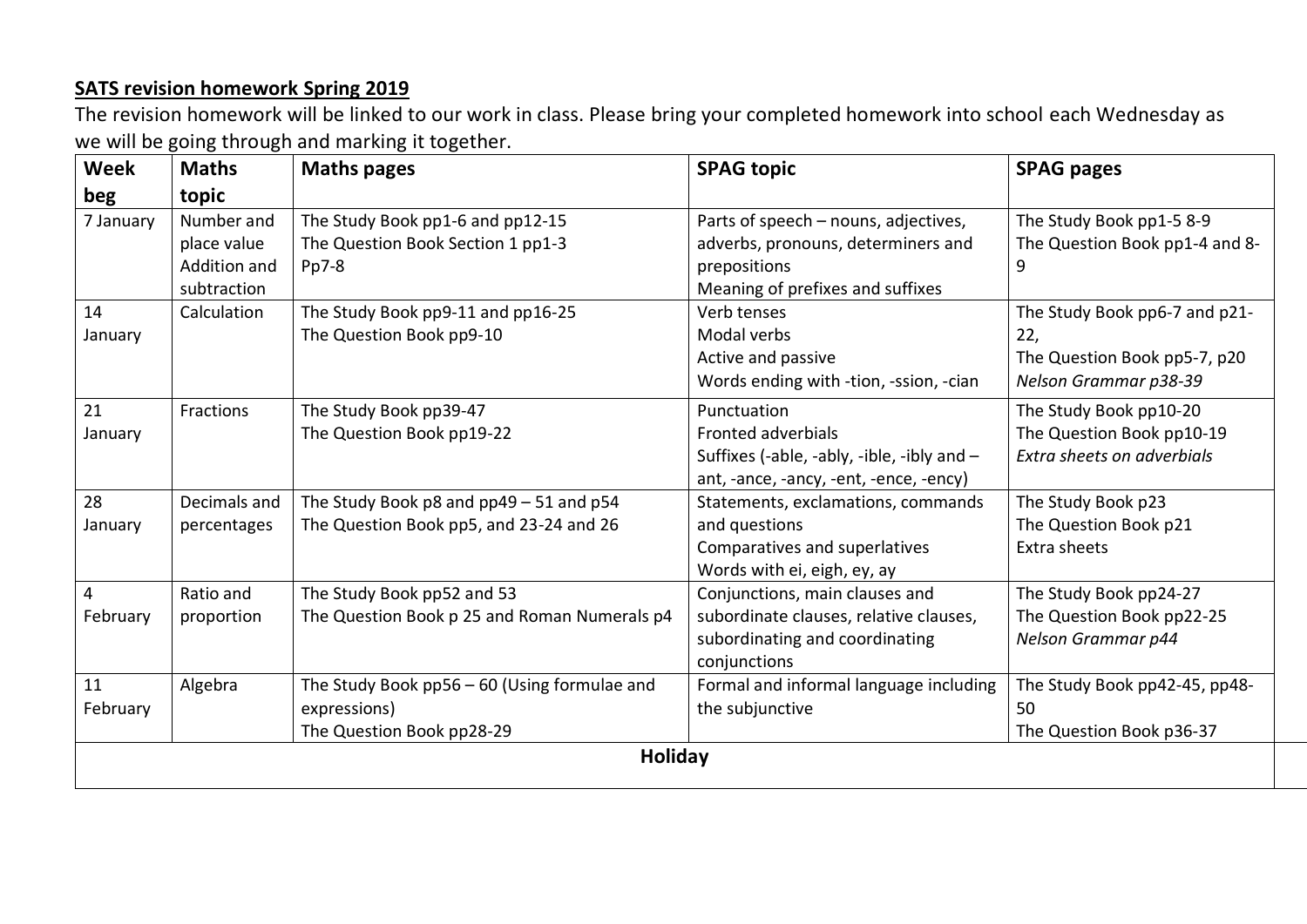**SATS revision homework Spring 2019**

The revision homework will be linked to our work in class. Please bring your completed homework into school each Wednesday as we will be going through and marking it together.

| Week beg | Maths topic | Maths pages | SPAG topic | SPAG pages |
|---|---|---|---|---|
| 7 January | Number and place value<br>Addition and subtraction | The Study Book pp1-6 and pp12-15<br>The Question Book Section 1 pp1-3<br>Pp7-8 | Parts of speech – nouns, adjectives, adverbs, pronouns, determiners and prepositions<br>Meaning of prefixes and suffixes | The Study Book pp1-5 8-9<br>The Question Book pp1-4 and 8-9 |
| 14 January | Calculation | The Study Book pp9-11 and pp16-25<br>The Question Book pp9-10 | Verb tenses<br>Modal verbs<br>Active and passive<br>Words ending with -tion, -ssion, -cian | The Study Book pp6-7 and p21-22,<br>The Question Book pp5-7, p20<br>*Nelson Grammar p38-39* |
| 21 January | Fractions | The Study Book pp39-47<br>The Question Book pp19-22 | Punctuation<br>Fronted adverbials<br>Suffixes (-able, -ably, -ible, -ibly and – ant, -ance, -ancy, -ent, -ence, -ency) | The Study Book pp10-20<br>The Question Book pp10-19<br>*Extra sheets on adverbials* |
| 28 January | Decimals and percentages | The Study Book p8 and pp49 – 51 and p54<br>The Question Book pp5, and 23-24 and 26 | Statements, exclamations, commands and questions<br>Comparatives and superlatives<br>Words with ei, eigh, ey, ay | The Study Book p23<br>The Question Book p21<br>Extra sheets |
| 4 February | Ratio and proportion | The Study Book pp52 and 53<br>The Question Book p 25 and Roman Numerals p4 | Conjunctions, main clauses and subordinate clauses, relative clauses, subordinating and coordinating conjunctions | The Study Book pp24-27<br>The Question Book pp22-25<br>*Nelson Grammar p44* |
| 11 February | Algebra | The Study Book pp56 – 60 (Using formulae and expressions)<br>The Question Book pp28-29 | Formal and informal language including the subjunctive | The Study Book pp42-45, pp48-50<br>The Question Book p36-37 |
| **Holiday** | | | | |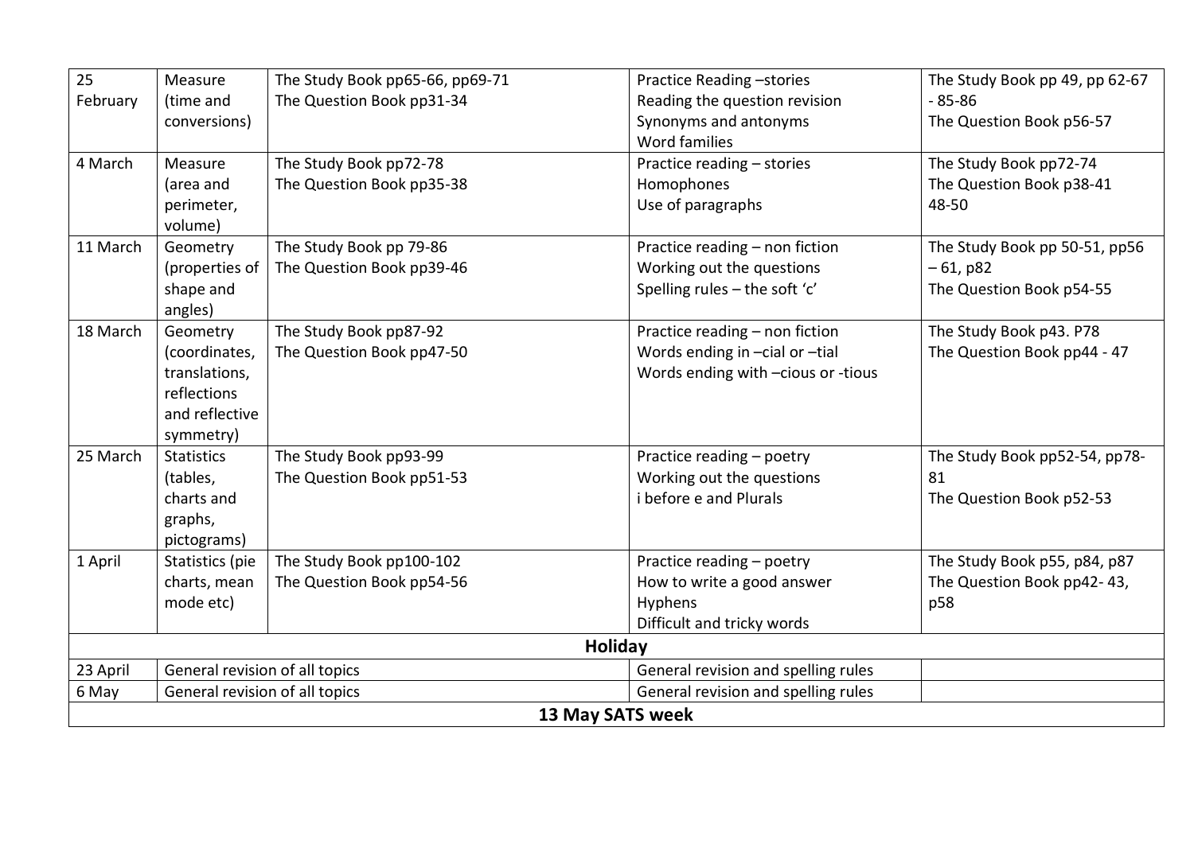| 25 February | Measure (time and conversions) | The Study Book pp65-66, pp69-71<br>The Question Book pp31-34 | Practice Reading –stories<br>Reading the question revision<br>Synonyms and antonyms<br>Word families | The Study Book pp 49, pp 62-67 - 85-86<br>The Question Book p56-57 |
|---|---|---|---|---|
| 4 March | Measure (area and perimeter, volume) | The Study Book pp72-78<br>The Question Book pp35-38 | Practice reading – stories<br>Homophones<br>Use of paragraphs | The Study Book pp72-74<br>The Question Book p38-41 48-50 |
| 11 March | Geometry (properties of shape and angles) | The Study Book pp 79-86<br>The Question Book pp39-46 | Practice reading – non fiction<br>Working out the questions<br>Spelling rules – the soft 'c' | The Study Book pp 50-51, pp56 – 61, p82<br>The Question Book p54-55 |
| 18 March | Geometry (coordinates, translations, reflections and reflective symmetry) | The Study Book pp87-92<br>The Question Book pp47-50 | Practice reading – non fiction<br>Words ending in –cial or –tial<br>Words ending with –cious or -tious | The Study Book p43. P78<br>The Question Book pp44 - 47 |
| 25 March | Statistics (tables, charts and graphs, pictograms) | The Study Book pp93-99<br>The Question Book pp51-53 | Practice reading – poetry<br>Working out the questions<br>i before e and Plurals | The Study Book pp52-54, pp78-81<br>The Question Book p52-53 |
| 1 April | Statistics (pie charts, mean mode etc) | The Study Book pp100-102<br>The Question Book pp54-56 | Practice reading – poetry<br>How to write a good answer<br>Hyphens<br>Difficult and tricky words | The Study Book p55, p84, p87<br>The Question Book pp42- 43, p58 |
| **Holiday** | | | | |
| 23 April | General revision of all topics | | General revision and spelling rules | |
| 6 May | General revision of all topics | | General revision and spelling rules | |
| **13 May SATS week** | | | | |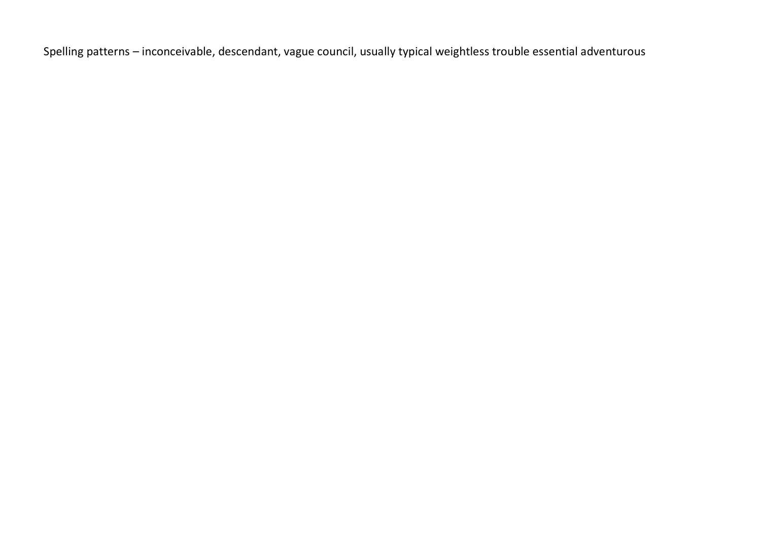Spelling patterns – inconceivable, descendant, vague council, usually typical weightless trouble essential adventurous